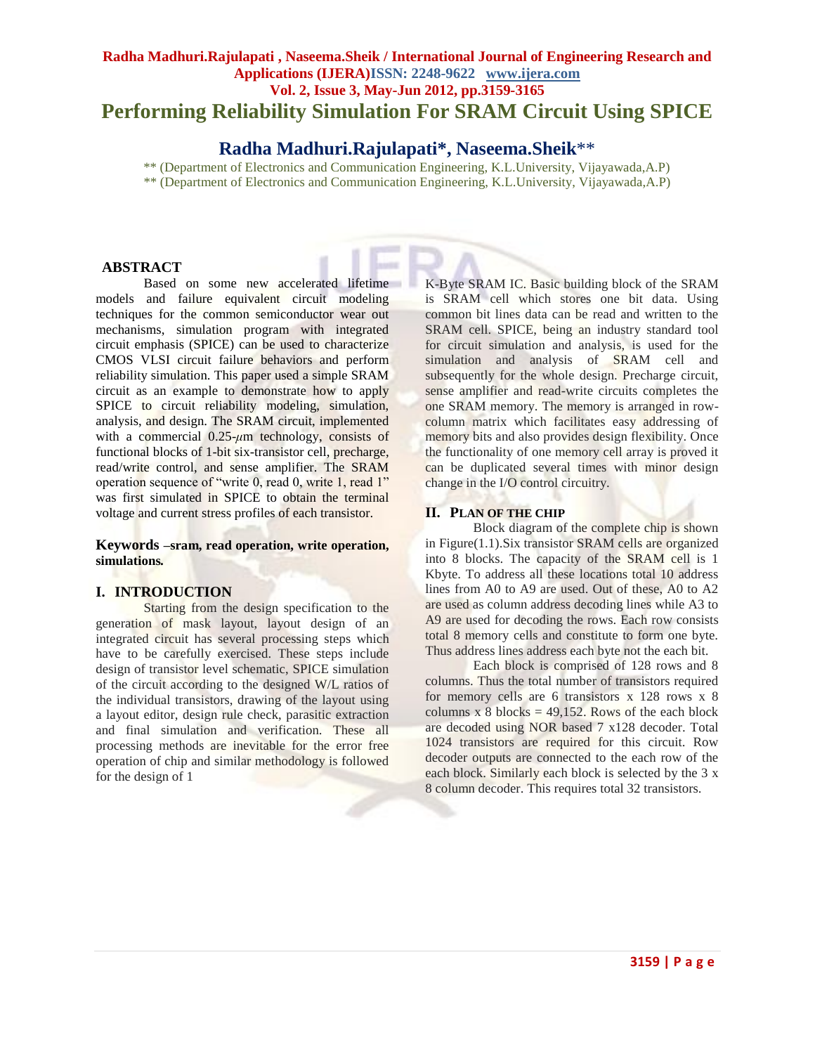# Performing Reliability Simulation For SRAM Circuit Using SPICE

## Radha Madhuri.Rajulapati*, Naseema.Sheik**

** (Department of Electronics and Communication Engineering, K.L.University, Vijayawada,A.P)
** (Department of Electronics and Communication Engineering, K.L.University, Vijayawada,A.P)

### ABSTRACT

Based on some new accelerated lifetime models and failure equivalent circuit modeling techniques for the common semiconductor wear out mechanisms, simulation program with integrated circuit emphasis (SPICE) can be used to characterize CMOS VLSI circuit failure behaviors and perform reliability simulation. This paper used a simple SRAM circuit as an example to demonstrate how to apply SPICE to circuit reliability modeling, simulation, analysis, and design. The SRAM circuit, implemented with a commercial 0.25-$\mu$m technology, consists of functional blocks of 1-bit six-transistor cell, precharge, read/write control, and sense amplifier. The SRAM operation sequence of "write 0, read 0, write 1, read 1" was first simulated in SPICE to obtain the terminal voltage and current stress profiles of each transistor.

**Keywords –sram, read operation, write operation, simulations.**

## I. INTRODUCTION

Starting from the design specification to the generation of mask layout, layout design of an integrated circuit has several processing steps which have to be carefully exercised. These steps include design of transistor level schematic, SPICE simulation of the circuit according to the designed W/L ratios of the individual transistors, drawing of the layout using a layout editor, design rule check, parasitic extraction and final simulation and verification. These all processing methods are inevitable for the error free operation of chip and similar methodology is followed for the design of 1 K-Byte SRAM IC. Basic building block of the SRAM is SRAM cell which stores one bit data. Using common bit lines data can be read and written to the SRAM cell. SPICE, being an industry standard tool for circuit simulation and analysis, is used for the simulation and analysis of SRAM cell and subsequently for the whole design. Precharge circuit, sense amplifier and read-write circuits completes the one SRAM memory. The memory is arranged in row-column matrix which facilitates easy addressing of memory bits and also provides design flexibility. Once the functionality of one memory cell array is proved it can be duplicated several times with minor design change in the I/O control circuitry.

## II. PLAN OF THE CHIP

Block diagram of the complete chip is shown in Figure(1.1).Six transistor SRAM cells are organized into 8 blocks. The capacity of the SRAM cell is 1 Kbyte. To address all these locations total 10 address lines from A0 to A9 are used. Out of these, A0 to A2 are used as column address decoding lines while A3 to A9 are used for decoding the rows. Each row consists total 8 memory cells and constitute to form one byte. Thus address lines address each byte not the each bit.

Each block is comprised of 128 rows and 8 columns. Thus the total number of transistors required for memory cells are 6 transistors x 128 rows x 8 columns x 8 blocks = 49,152. Rows of the each block are decoded using NOR based 7 x128 decoder. Total 1024 transistors are required for this circuit. Row decoder outputs are connected to the each row of the each block. Similarly each block is selected by the 3 x 8 column decoder. This requires total 32 transistors.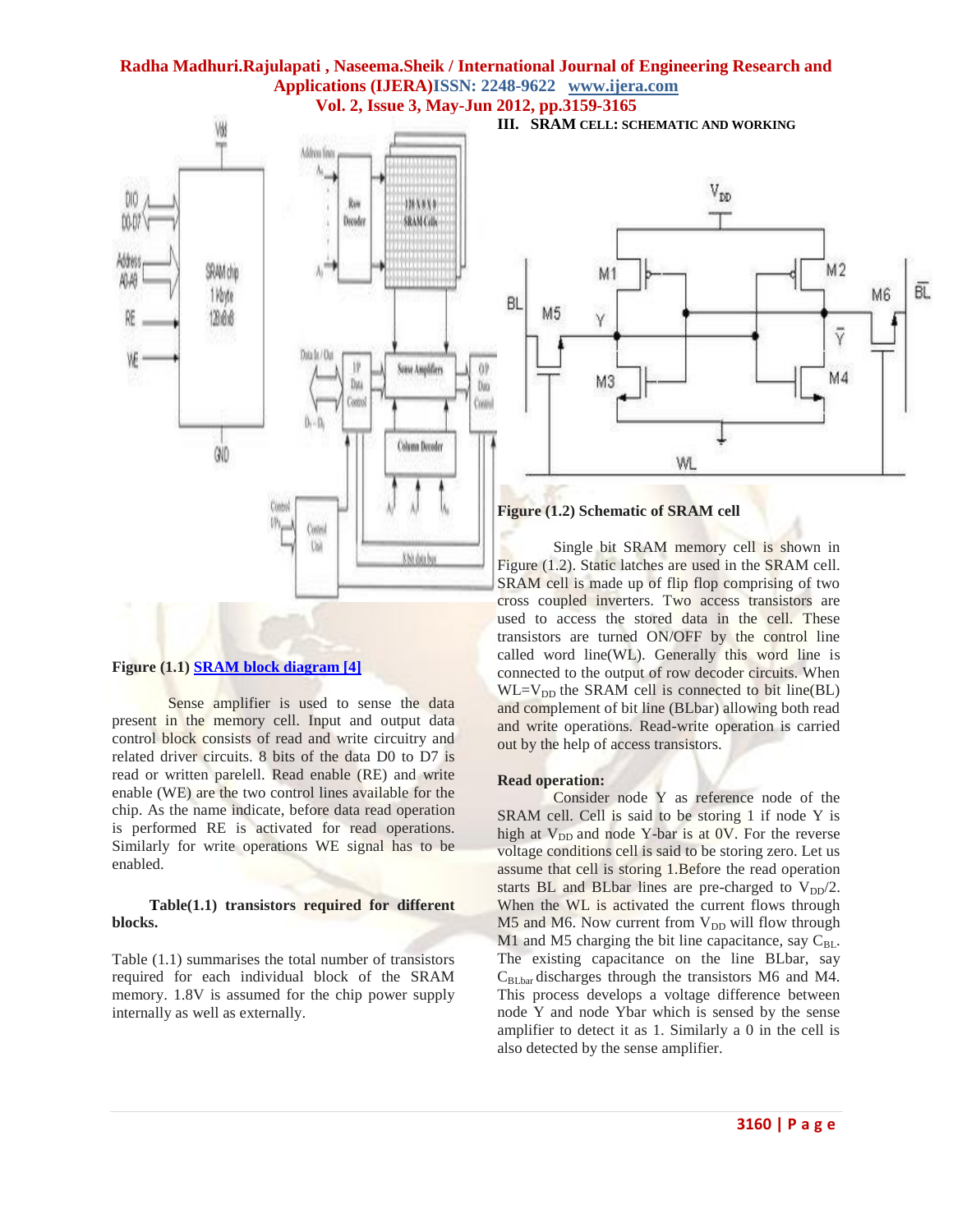Figure (1.1) SRAM block diagram [4]

Sense amplifier is used to sense the data present in the memory cell. Input and output data control block consists of read and write circuitry and related driver circuits. 8 bits of the data D0 to D7 is read or written parelell. Read enable (RE) and write enable (WE) are the two control lines available for the chip. As the name indicate, before data read operation is performed RE is activated for read operations. Similarly for write operations WE signal has to be enabled.

**Table(1.1) transistors required for different blocks.**

Table (1.1) summarises the total number of transistors required for each individual block of the SRAM memory. 1.8V is assumed for the chip power supply internally as well as externally.

## III. SRAM CELL: SCHEMATIC AND WORKING

**Figure (1.2) Schematic of SRAM cell**

Single bit SRAM memory cell is shown in Figure (1.2). Static latches are used in the SRAM cell. SRAM cell is made up of flip flop comprising of two cross coupled inverters. Two access transistors are used to access the stored data in the cell. These transistors are turned ON/OFF by the control line called word line(WL). Generally this word line is connected to the output of row decoder circuits. When WL=$V_{DD}$ the SRAM cell is connected to bit line(BL) and complement of bit line (BLbar) allowing both read and write operations. Read-write operation is carried out by the help of access transistors.

**Read operation:**

Consider node Y as reference node of the SRAM cell. Cell is said to be storing 1 if node Y is high at $V_{DD}$ and node Y-bar is at 0V. For the reverse voltage conditions cell is said to be storing zero. Let us assume that cell is storing 1.Before the read operation starts BL and BLbar lines are pre-charged to $V_{DD}/2$. When the WL is activated the current flows through M5 and M6. Now current from $V_{DD}$ will flow through M1 and M5 charging the bit line capacitance, say $C_{BL}$. The existing capacitance on the line BLbar, say $C_{BLbar}$ discharges through the transistors M6 and M4. This process develops a voltage difference between node Y and node Ybar which is sensed by the sense amplifier to detect it as 1. Similarly a 0 in the cell is also detected by the sense amplifier.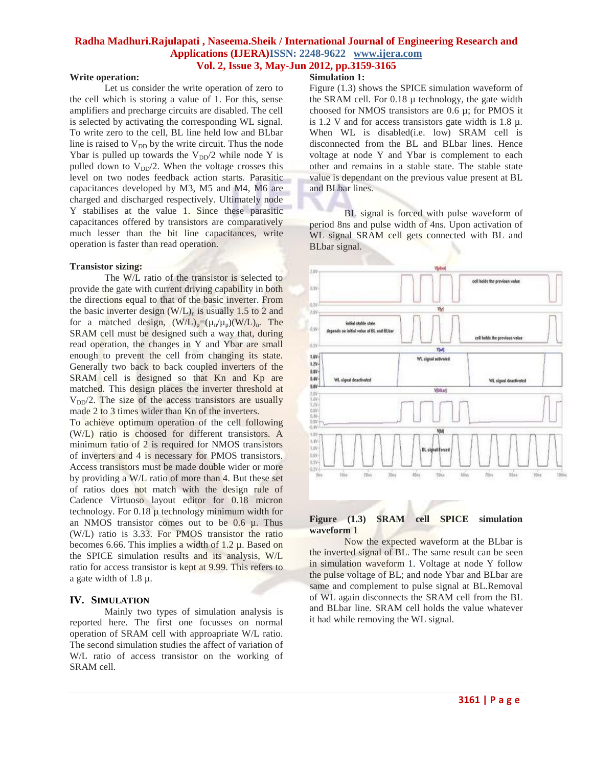**Write operation:**

Let us consider the write operation of zero to the cell which is storing a value of 1. For this, sense amplifiers and precharge circuits are disabled. The cell is selected by activating the corresponding WL signal. To write zero to the cell, BL line held low and BLbar line is raised to $V_{DD}$ by the write circuit. Thus the node Ybar is pulled up towards the $V_{DD}/2$ while node Y is pulled down to $V_{DD}/2$. When the voltage crosses this level on two nodes feedback action starts. Parasitic capacitances developed by M3, M5 and M4, M6 are charged and discharged respectively. Ultimately node Y stabilises at the value 1. Since these parasitic capacitances offered by transistors are comparatively much lesser than the bit line capacitances, write operation is faster than read operation.

**Transistor sizing:**

The W/L ratio of the transistor is selected to provide the gate with current driving capability in both the directions equal to that of the basic inverter. From the basic inverter design $(W/L)_n$ is usually 1.5 to 2 and for a matched design, $(W/L)_p=(\mu_n/\mu_p)(W/L)_n$. The SRAM cell must be designed such a way that, during read operation, the changes in Y and Ybar are small enough to prevent the cell from changing its state. Generally two back to back coupled inverters of the SRAM cell is designed so that Kn and Kp are matched. This design places the inverter threshold at $V_{DD}/2$. The size of the access transistors are usually made 2 to 3 times wider than Kn of the inverters.

To achieve optimum operation of the cell following (W/L) ratio is choosed for different transistors. A minimum ratio of 2 is required for NMOS transistors of inverters and 4 is necessary for PMOS transistors. Access transistors must be made double wider or more by providing a W/L ratio of more than 4. But these set of ratios does not match with the design rule of Cadence Virtuoso layout editor for 0.18 micron technology. For 0.18 µ technology minimum width for an NMOS transistor comes out to be 0.6 µ. Thus (W/L) ratio is 3.33. For PMOS transistor the ratio becomes 6.66. This implies a width of 1.2 µ. Based on the SPICE simulation results and its analysis, W/L ratio for access transistor is kept at 9.99. This refers to a gate width of 1.8 µ.

## IV. Simulation

Mainly two types of simulation analysis is reported here. The first one focusses on normal operation of SRAM cell with approapriate W/L ratio. The second simulation studies the affect of variation of W/L ratio of access transistor on the working of SRAM cell.

**Simulation 1:**

Figure (1.3) shows the SPICE simulation waveform of the SRAM cell. For 0.18 µ technology, the gate width choosed for NMOS transistors are 0.6 µ; for PMOS it is 1.2 V and for access transistors gate width is 1.8 µ. When WL is disabled(i.e. low) SRAM cell is disconnected from the BL and BLbar lines. Hence voltage at node Y and Ybar is complement to each other and remains in a stable state. The stable state value is dependant on the previous value present at BL and BLbar lines.

BL signal is forced with pulse waveform of period 8ns and pulse width of 4ns. Upon activation of WL signal SRAM cell gets connected with BL and BLbar signal.

**Figure (1.3) SRAM cell SPICE simulation waveform 1**

Now the expected waveform at the BLbar is the inverted signal of BL. The same result can be seen in simulation waveform 1. Voltage at node Y follow the pulse voltage of BL; and node Ybar and BLbar are same and complement to pulse signal at BL.Removal of WL again disconnects the SRAM cell from the BL and BLbar line. SRAM cell holds the value whatever it had while removing the WL signal.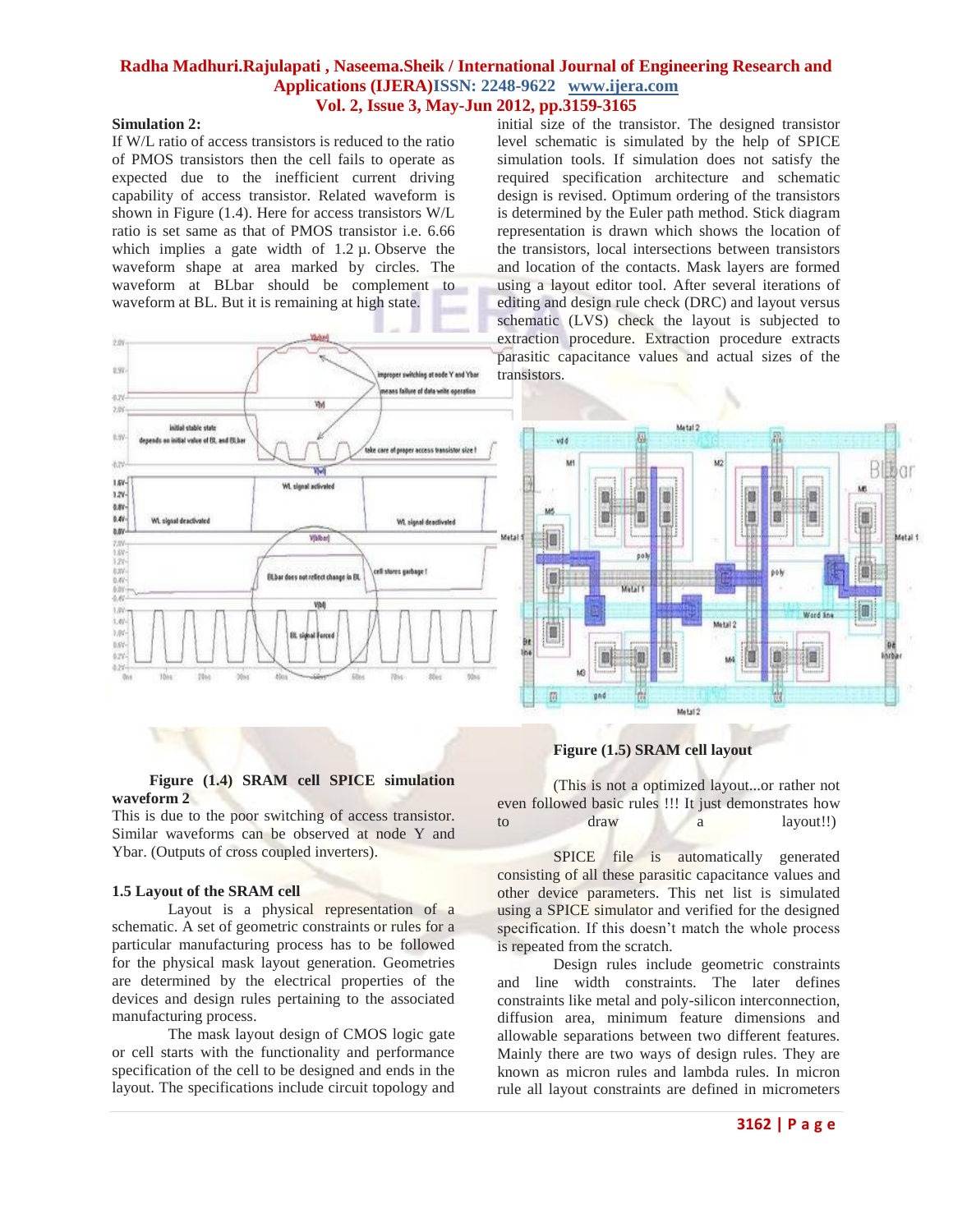**Simulation 2:**

If W/L ratio of access transistors is reduced to the ratio of PMOS transistors then the cell fails to operate as expected due to the inefficient current driving capability of access transistor. Related waveform is shown in Figure (1.4). Here for access transistors W/L ratio is set same as that of PMOS transistor i.e. 6.66 which implies a gate width of 1.2 µ. Observe the waveform shape at area marked by circles. The waveform at BLbar should be complement to waveform at BL. But it is remaining at high state.

**Figure (1.4) SRAM cell SPICE simulation waveform 2**

This is due to the poor switching of access transistor. Similar waveforms can be observed at node Y and Ybar. (Outputs of cross coupled inverters).

### 1.5 Layout of the SRAM cell

Layout is a physical representation of a schematic. A set of geometric constraints or rules for a particular manufacturing process has to be followed for the physical mask layout generation. Geometries are determined by the electrical properties of the devices and design rules pertaining to the associated manufacturing process.

The mask layout design of CMOS logic gate or cell starts with the functionality and performance specification of the cell to be designed and ends in the layout. The specifications include circuit topology and initial size of the transistor. The designed transistor level schematic is simulated by the help of SPICE simulation tools. If simulation does not satisfy the required specification architecture and schematic design is revised. Optimum ordering of the transistors is determined by the Euler path method. Stick diagram representation is drawn which shows the location of the transistors, local intersections between transistors and location of the contacts. Mask layers are formed using a layout editor tool. After several iterations of editing and design rule check (DRC) and layout versus schematic (LVS) check the layout is subjected to extraction procedure. Extraction procedure extracts parasitic capacitance values and actual sizes of the transistors.

**Figure (1.5) SRAM cell layout**

(This is not a optimized layout...or rather not even followed basic rules !!! It just demonstrates how to draw a layout!!)

SPICE file is automatically generated consisting of all these parasitic capacitance values and other device parameters. This net list is simulated using a SPICE simulator and verified for the designed specification. If this doesn't match the whole process is repeated from the scratch.

Design rules include geometric constraints and line width constraints. The later defines constraints like metal and poly-silicon interconnection, diffusion area, minimum feature dimensions and allowable separations between two different features. Mainly there are two ways of design rules. They are known as micron rules and lambda rules. In micron rule all layout constraints are defined in micrometers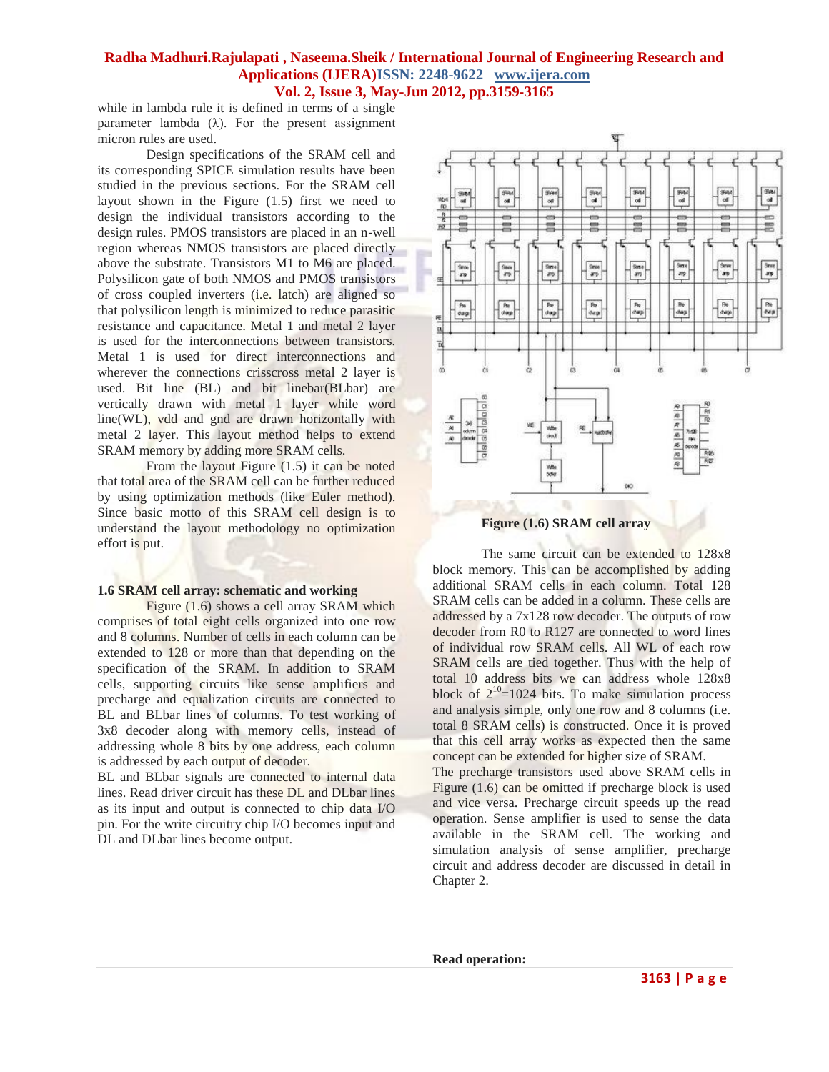while in lambda rule it is defined in terms of a single parameter lambda (λ). For the present assignment micron rules are used.

Design specifications of the SRAM cell and its corresponding SPICE simulation results have been studied in the previous sections. For the SRAM cell layout shown in the Figure (1.5) first we need to design the individual transistors according to the design rules. PMOS transistors are placed in an n-well region whereas NMOS transistors are placed directly above the substrate. Transistors M1 to M6 are placed. Polysilicon gate of both NMOS and PMOS transistors of cross coupled inverters (i.e. latch) are aligned so that polysilicon length is minimized to reduce parasitic resistance and capacitance. Metal 1 and metal 2 layer is used for the interconnections between transistors. Metal 1 is used for direct interconnections and wherever the connections crisscross metal 2 layer is used. Bit line (BL) and bit linebar(BLbar) are vertically drawn with metal 1 layer while word line(WL), vdd and gnd are drawn horizontally with metal 2 layer. This layout method helps to extend SRAM memory by adding more SRAM cells.

From the layout Figure (1.5) it can be noted that total area of the SRAM cell can be further reduced by using optimization methods (like Euler method). Since basic motto of this SRAM cell design is to understand the layout methodology no optimization effort is put.

### 1.6 SRAM cell array: schematic and working

Figure (1.6) shows a cell array SRAM which comprises of total eight cells organized into one row and 8 columns. Number of cells in each column can be extended to 128 or more than that depending on the specification of the SRAM. In addition to SRAM cells, supporting circuits like sense amplifiers and precharge and equalization circuits are connected to BL and BLbar lines of columns. To test working of 3x8 decoder along with memory cells, instead of addressing whole 8 bits by one address, each column is addressed by each output of decoder.

BL and BLbar signals are connected to internal data lines. Read driver circuit has these DL and DLbar lines as its input and output is connected to chip data I/O pin. For the write circuitry chip I/O becomes input and DL and DLbar lines become output.

**Figure (1.6) SRAM cell array**

The same circuit can be extended to 128x8 block memory. This can be accomplished by adding additional SRAM cells in each column. Total 128 SRAM cells can be added in a column. These cells are addressed by a 7x128 row decoder. The outputs of row decoder from R0 to R127 are connected to word lines of individual row SRAM cells. All WL of each row SRAM cells are tied together. Thus with the help of total 10 address bits we can address whole 128x8 block of $2^{10}$=1024 bits. To make simulation process and analysis simple, only one row and 8 columns (i.e. total 8 SRAM cells) is constructed. Once it is proved that this cell array works as expected then the same concept can be extended for higher size of SRAM.

The precharge transistors used above SRAM cells in Figure (1.6) can be omitted if precharge block is used and vice versa. Precharge circuit speeds up the read operation. Sense amplifier is used to sense the data available in the SRAM cell. The working and simulation analysis of sense amplifier, precharge circuit and address decoder are discussed in detail in Chapter 2.

**Read operation:**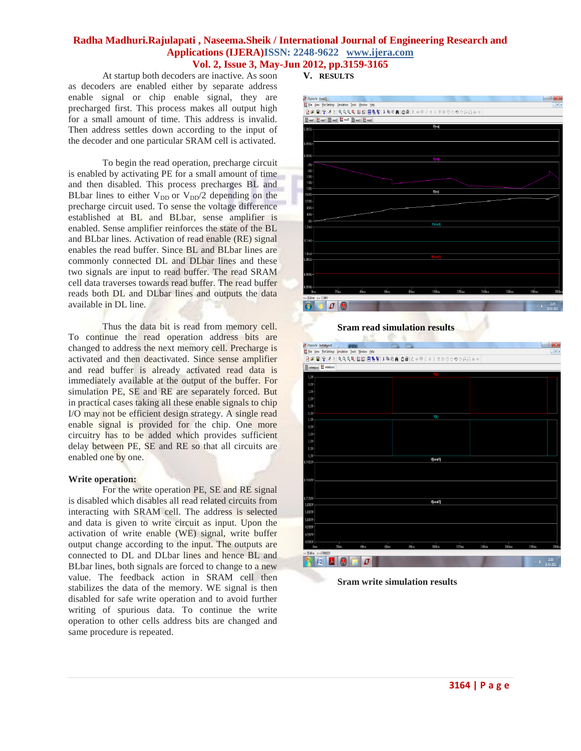At startup both decoders are inactive. As soon as decoders are enabled either by separate address enable signal or chip enable signal, they are precharged first. This process makes all output high for a small amount of time. This address is invalid. Then address settles down according to the input of the decoder and one particular SRAM cell is activated.

To begin the read operation, precharge circuit is enabled by activating PE for a small amount of time and then disabled. This process precharges BL and BLbar lines to either $V_{DD}$ or $V_{DD}/2$ depending on the precharge circuit used. To sense the voltage difference established at BL and BLbar, sense amplifier is enabled. Sense amplifier reinforces the state of the BL and BLbar lines. Activation of read enable (RE) signal enables the read buffer. Since BL and BLbar lines are commonly connected DL and DLbar lines and these two signals are input to read buffer. The read SRAM cell data traverses towards read buffer. The read buffer reads both DL and DLbar lines and outputs the data available in DL line.

Thus the data bit is read from memory cell. To continue the read operation address bits are changed to address the next memory cell. Precharge is activated and then deactivated. Since sense amplifier and read buffer is already activated read data is immediately available at the output of the buffer. For simulation PE, SE and RE are separately forced. But in practical cases taking all these enable signals to chip I/O may not be efficient design strategy. A single read enable signal is provided for the chip. One more circuitry has to be added which provides sufficient delay between PE, SE and RE so that all circuits are enabled one by one.

**Write operation:**

For the write operation PE, SE and RE signal is disabled which disables all read related circuits from interacting with SRAM cell. The address is selected and data is given to write circuit as input. Upon the activation of write enable (WE) signal, write buffer output change according to the input. The outputs are connected to DL and DLbar lines and hence BL and BLbar lines, both signals are forced to change to a new value. The feedback action in SRAM cell then stabilizes the data of the memory. WE signal is then disabled for safe write operation and to avoid further writing of spurious data. To continue the write operation to other cells address bits are changed and same procedure is repeated.

## V. RESULTS

**Sram read simulation results**

**Sram write simulation results**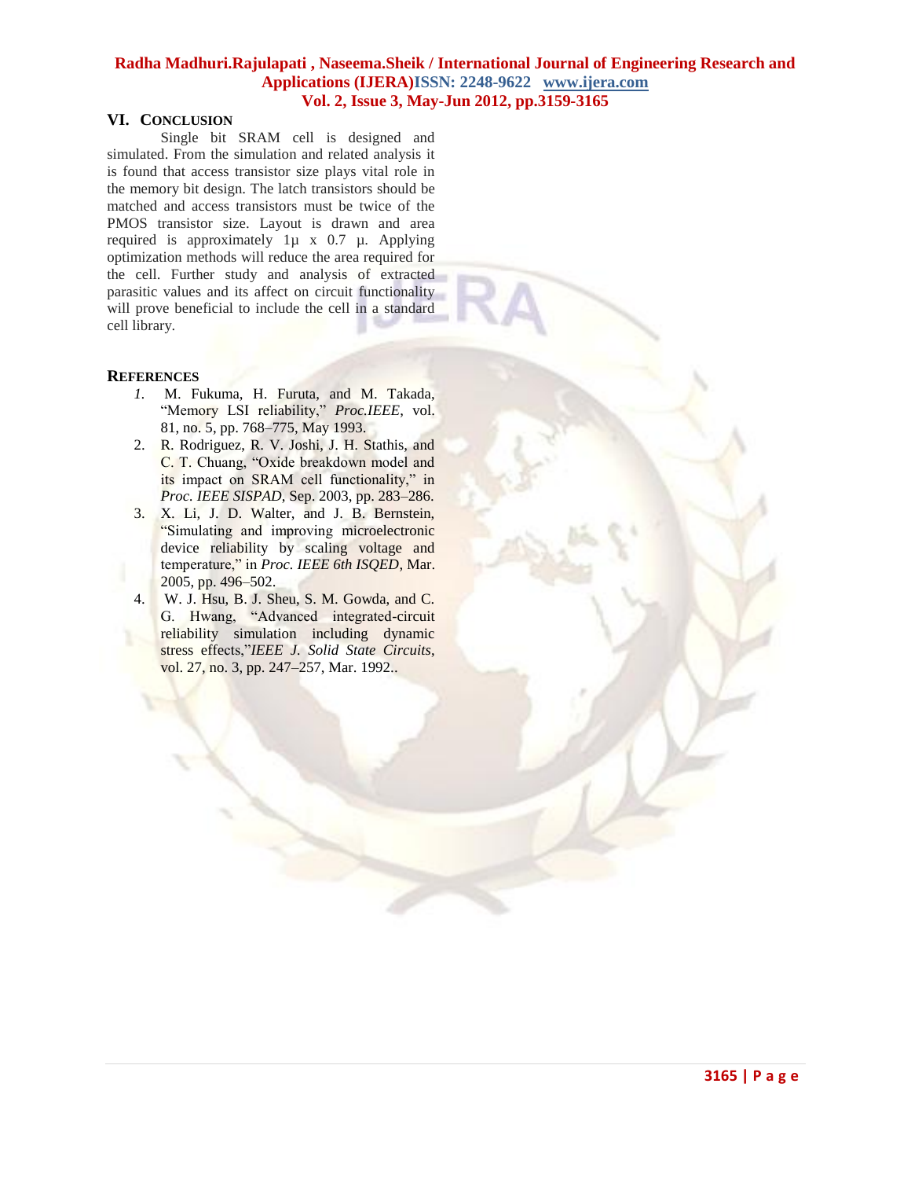## VI. Conclusion

Single bit SRAM cell is designed and simulated. From the simulation and related analysis it is found that access transistor size plays vital role in the memory bit design. The latch transistors should be matched and access transistors must be twice of the PMOS transistor size. Layout is drawn and area required is approximately 1µ x 0.7 µ. Applying optimization methods will reduce the area required for the cell. Further study and analysis of extracted parasitic values and its affect on circuit functionality will prove beneficial to include the cell in a standard cell library.

## References

1. M. Fukuma, H. Furuta, and M. Takada, "Memory LSI reliability," *Proc.IEEE*, vol. 81, no. 5, pp. 768–775, May 1993.
2. R. Rodriguez, R. V. Joshi, J. H. Stathis, and C. T. Chuang, "Oxide breakdown model and its impact on SRAM cell functionality," in *Proc. IEEE SISPAD*, Sep. 2003, pp. 283–286.
3. X. Li, J. D. Walter, and J. B. Bernstein, "Simulating and improving microelectronic device reliability by scaling voltage and temperature," in *Proc. IEEE 6th ISQED*, Mar. 2005, pp. 496–502.
4. W. J. Hsu, B. J. Sheu, S. M. Gowda, and C. G. Hwang, "Advanced integrated-circuit reliability simulation including dynamic stress effects,"*IEEE J. Solid State Circuits*, vol. 27, no. 3, pp. 247–257, Mar. 1992..